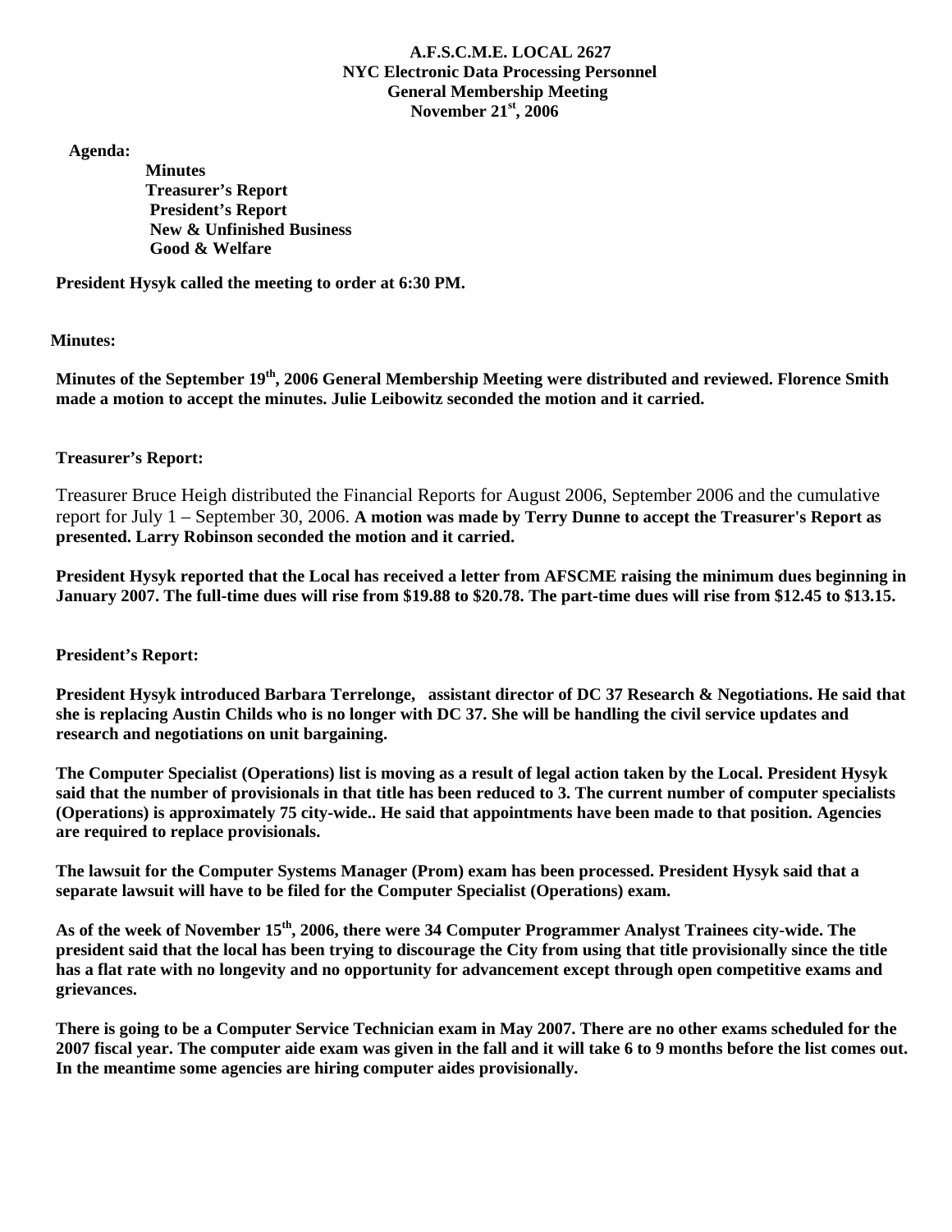**A.F.S.C.M.E. LOCAL 2627**
**NYC Electronic Data Processing Personnel**
**General Membership Meeting**
**November 21st, 2006**

**Agenda:**

- **Minutes**
- **Treasurer's Report**
- **President's Report**
- **New & Unfinished Business**
- **Good & Welfare**

**President Hysyk called the meeting to order at 6:30 PM.**

**Minutes:**

**Minutes of the September 19th, 2006 General Membership Meeting were distributed and reviewed. Florence Smith made a motion to accept the minutes. Julie Leibowitz seconded the motion and it carried.**

**Treasurer's Report:**

Treasurer Bruce Heigh distributed the Financial Reports for August 2006, September 2006 and the cumulative report for July 1 – September 30, 2006. **A motion was made by Terry Dunne to accept the Treasurer's Report as presented. Larry Robinson seconded the motion and it carried.**

**President Hysyk reported that the Local has received a letter from AFSCME raising the minimum dues beginning in January 2007. The full-time dues will rise from $19.88 to $20.78. The part-time dues will rise from $12.45 to $13.15.**

**President's Report:**

**President Hysyk introduced Barbara Terrelonge, assistant director of DC 37 Research & Negotiations. He said that she is replacing Austin Childs who is no longer with DC 37. She will be handling the civil service updates and research and negotiations on unit bargaining.**

**The Computer Specialist (Operations) list is moving as a result of legal action taken by the Local. President Hysyk said that the number of provisionals in that title has been reduced to 3. The current number of computer specialists (Operations) is approximately 75 city-wide.. He said that appointments have been made to that position. Agencies are required to replace provisionals.**

**The lawsuit for the Computer Systems Manager (Prom) exam has been processed. President Hysyk said that a separate lawsuit will have to be filed for the Computer Specialist (Operations) exam.**

**As of the week of November 15th, 2006, there were 34 Computer Programmer Analyst Trainees city-wide. The president said that the local has been trying to discourage the City from using that title provisionally since the title has a flat rate with no longevity and no opportunity for advancement except through open competitive exams and grievances.**

**There is going to be a Computer Service Technician exam in May 2007. There are no other exams scheduled for the 2007 fiscal year. The computer aide exam was given in the fall and it will take 6 to 9 months before the list comes out. In the meantime some agencies are hiring computer aides provisionally.**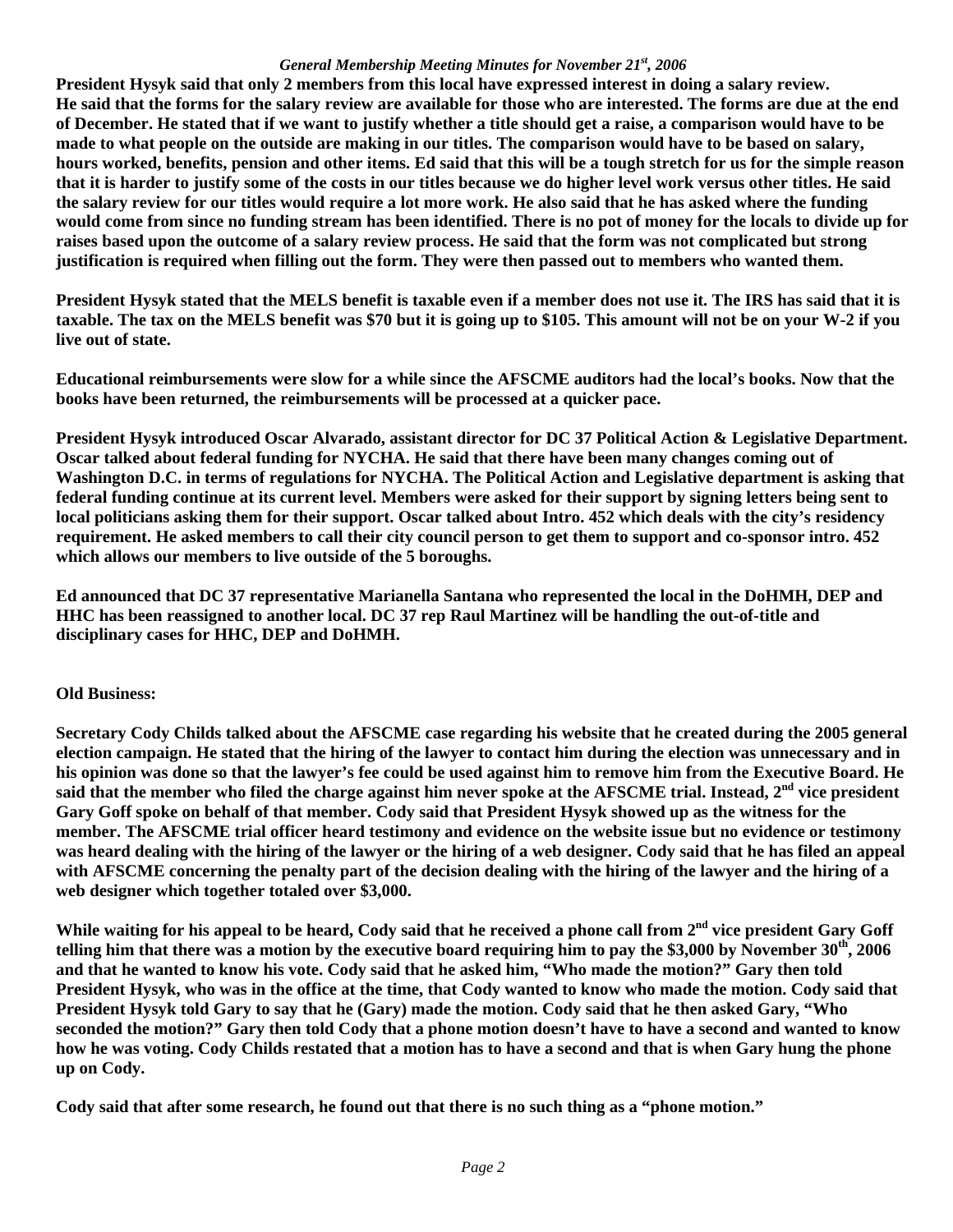**President Hysyk said that only 2 members from this local have expressed interest in doing a salary review. He said that the forms for the salary review are available for those who are interested. The forms are due at the end of December. He stated that if we want to justify whether a title should get a raise, a comparison would have to be made to what people on the outside are making in our titles. The comparison would have to be based on salary, hours worked, benefits, pension and other items. Ed said that this will be a tough stretch for us for the simple reason that it is harder to justify some of the costs in our titles because we do higher level work versus other titles. He said the salary review for our titles would require a lot more work. He also said that he has asked where the funding would come from since no funding stream has been identified. There is no pot of money for the locals to divide up for raises based upon the outcome of a salary review process. He said that the form was not complicated but strong justification is required when filling out the form. They were then passed out to members who wanted them.**

**President Hysyk stated that the MELS benefit is taxable even if a member does not use it. The IRS has said that it is taxable. The tax on the MELS benefit was $70 but it is going up to $105. This amount will not be on your W-2 if you live out of state.**

**Educational reimbursements were slow for a while since the AFSCME auditors had the local's books. Now that the books have been returned, the reimbursements will be processed at a quicker pace.**

**President Hysyk introduced Oscar Alvarado, assistant director for DC 37 Political Action & Legislative Department. Oscar talked about federal funding for NYCHA. He said that there have been many changes coming out of Washington D.C. in terms of regulations for NYCHA. The Political Action and Legislative department is asking that federal funding continue at its current level. Members were asked for their support by signing letters being sent to local politicians asking them for their support. Oscar talked about Intro. 452 which deals with the city's residency requirement. He asked members to call their city council person to get them to support and co-sponsor intro. 452 which allows our members to live outside of the 5 boroughs.**

**Ed announced that DC 37 representative Marianella Santana who represented the local in the DoHMH, DEP and HHC has been reassigned to another local. DC 37 rep Raul Martinez will be handling the out-of-title and disciplinary cases for HHC, DEP and DoHMH.**

**Old Business:**

**Secretary Cody Childs talked about the AFSCME case regarding his website that he created during the 2005 general election campaign. He stated that the hiring of the lawyer to contact him during the election was unnecessary and in his opinion was done so that the lawyer's fee could be used against him to remove him from the Executive Board. He said that the member who filed the charge against him never spoke at the AFSCME trial. Instead, 2nd vice president Gary Goff spoke on behalf of that member. Cody said that President Hysyk showed up as the witness for the member. The AFSCME trial officer heard testimony and evidence on the website issue but no evidence or testimony was heard dealing with the hiring of the lawyer or the hiring of a web designer. Cody said that he has filed an appeal with AFSCME concerning the penalty part of the decision dealing with the hiring of the lawyer and the hiring of a web designer which together totaled over $3,000.**

**While waiting for his appeal to be heard, Cody said that he received a phone call from 2nd vice president Gary Goff telling him that there was a motion by the executive board requiring him to pay the $3,000 by November 30th, 2006 and that he wanted to know his vote. Cody said that he asked him, "Who made the motion?" Gary then told President Hysyk, who was in the office at the time, that Cody wanted to know who made the motion. Cody said that President Hysyk told Gary to say that he (Gary) made the motion. Cody said that he then asked Gary, "Who seconded the motion?" Gary then told Cody that a phone motion doesn't have to have a second and wanted to know how he was voting. Cody Childs restated that a motion has to have a second and that is when Gary hung the phone up on Cody.**

**Cody said that after some research, he found out that there is no such thing as a "phone motion."**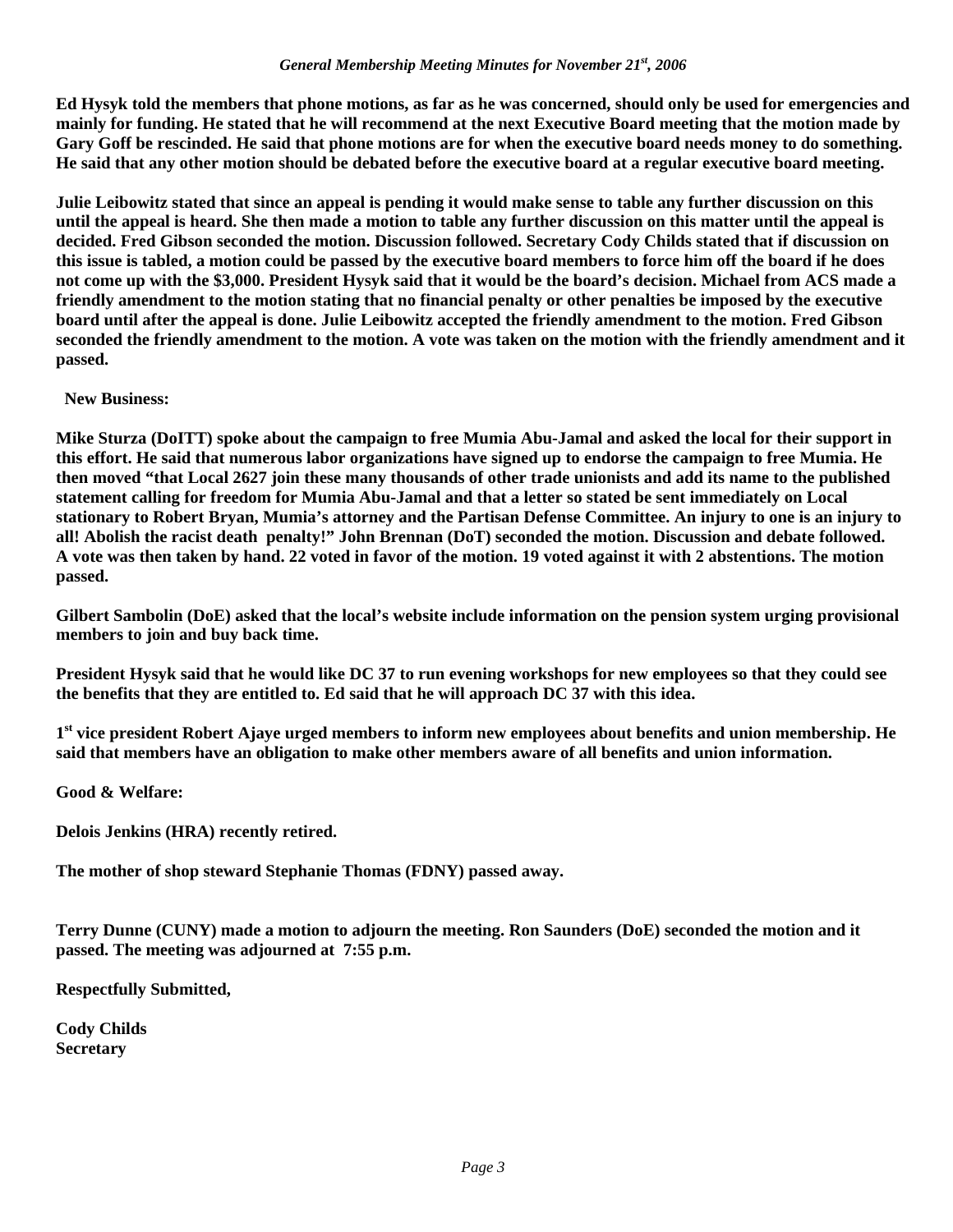**Ed Hysyk told the members that phone motions, as far as he was concerned, should only be used for emergencies and mainly for funding. He stated that he will recommend at the next Executive Board meeting that the motion made by Gary Goff be rescinded. He said that phone motions are for when the executive board needs money to do something. He said that any other motion should be debated before the executive board at a regular executive board meeting.**

**Julie Leibowitz stated that since an appeal is pending it would make sense to table any further discussion on this until the appeal is heard. She then made a motion to table any further discussion on this matter until the appeal is decided. Fred Gibson seconded the motion. Discussion followed. Secretary Cody Childs stated that if discussion on this issue is tabled, a motion could be passed by the executive board members to force him off the board if he does not come up with the $3,000. President Hysyk said that it would be the board's decision. Michael from ACS made a friendly amendment to the motion stating that no financial penalty or other penalties be imposed by the executive board until after the appeal is done. Julie Leibowitz accepted the friendly amendment to the motion. Fred Gibson seconded the friendly amendment to the motion. A vote was taken on the motion with the friendly amendment and it passed.**

**New Business:**

**Mike Sturza (DoITT) spoke about the campaign to free Mumia Abu-Jamal and asked the local for their support in this effort. He said that numerous labor organizations have signed up to endorse the campaign to free Mumia. He then moved "that Local 2627 join these many thousands of other trade unionists and add its name to the published statement calling for freedom for Mumia Abu-Jamal and that a letter so stated be sent immediately on Local stationary to Robert Bryan, Mumia's attorney and the Partisan Defense Committee. An injury to one is an injury to all! Abolish the racist death penalty!" John Brennan (DoT) seconded the motion. Discussion and debate followed. A vote was then taken by hand. 22 voted in favor of the motion. 19 voted against it with 2 abstentions. The motion passed.**

**Gilbert Sambolin (DoE) asked that the local's website include information on the pension system urging provisional members to join and buy back time.**

**President Hysyk said that he would like DC 37 to run evening workshops for new employees so that they could see the benefits that they are entitled to. Ed said that he will approach DC 37 with this idea.**

**1st vice president Robert Ajaye urged members to inform new employees about benefits and union membership. He said that members have an obligation to make other members aware of all benefits and union information.**

**Good & Welfare:**

**Delois Jenkins (HRA) recently retired.**

**The mother of shop steward Stephanie Thomas (FDNY) passed away.**

**Terry Dunne (CUNY) made a motion to adjourn the meeting. Ron Saunders (DoE) seconded the motion and it passed. The meeting was adjourned at 7:55 p.m.**

**Respectfully Submitted,**

**Cody Childs**
**Secretary**